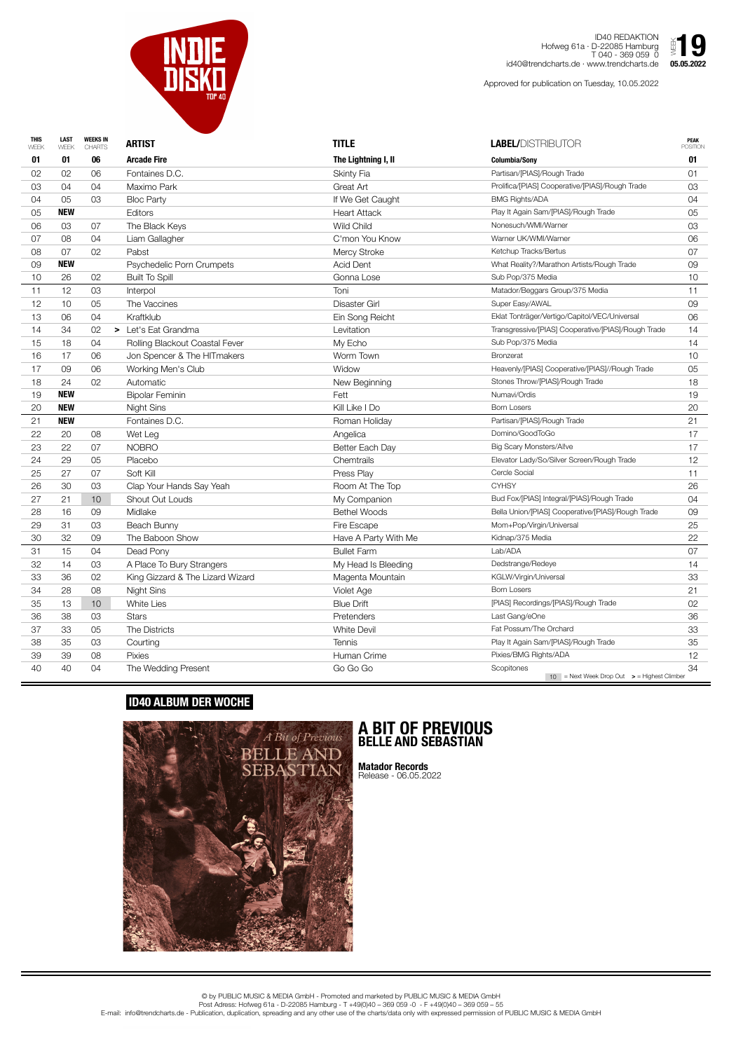# INDIE DISKO TOP 40

ID40 REDAKTION
Hofweg 61a · D-22085 Hamburg
T 040 - 369 059 0
id40@trendcharts.de · www.trendcharts.de

WEEK 19
05.05.2022

Approved for publication on Tuesday, 10.05.2022

| THIS WEEK | LAST WEEK | WEEKS IN CHARTS | | ARTIST | TITLE | LABEL/DISTRIBUTOR | PEAK POSITION |
|---|---|---|---|---|---|---|---|
| **01** | **01** | **06** | | **Arcade Fire** | **The Lightning I, II** | **Columbia/Sony** | **01** |
| 02 | 02 | 06 | | Fontaines D.C. | Skinty Fia | Partisan/[PIAS]/Rough Trade | 01 |
| 03 | 04 | 04 | | Maximo Park | Great Art | Prolifica/[PIAS] Cooperative/[PIAS]/Rough Trade | 03 |
| 04 | 05 | 03 | | Bloc Party | If We Get Caught | BMG Rights/ADA | 04 |
| 05 | **NEW** | | | Editors | Heart Attack | Play It Again Sam/[PIAS]/Rough Trade | 05 |
| 06 | 03 | 07 | | The Black Keys | Wild Child | Nonesuch/WMI/Warner | 03 |
| 07 | 08 | 04 | | Liam Gallagher | C'mon You Know | Warner UK/WMI/Warner | 06 |
| 08 | 07 | 02 | | Pabst | Mercy Stroke | Ketchup Tracks/Bertus | 07 |
| 09 | **NEW** | | | Psychedelic Porn Crumpets | Acid Dent | What Reality?/Marathon Artists/Rough Trade | 09 |
| 10 | 26 | 02 | | Built To Spill | Gonna Lose | Sub Pop/375 Media | 10 |
| 11 | 12 | 03 | | Interpol | Toni | Matador/Beggars Group/375 Media | 11 |
| 12 | 10 | 05 | | The Vaccines | Disaster Girl | Super Easy/AWAL | 09 |
| 13 | 06 | 04 | | Kraftklub | Ein Song Reicht | Eklat Tonträger/Vertigo/Capitol/VEC/Universal | 06 |
| 14 | 34 | 02 | > | Let's Eat Grandma | Levitation | Transgressive/[PIAS] Cooperative/[PIAS]/Rough Trade | 14 |
| 15 | 18 | 04 | | Rolling Blackout Coastal Fever | My Echo | Sub Pop/375 Media | 14 |
| 16 | 17 | 06 | | Jon Spencer & The HITmakers | Worm Town | Bronzerat | 10 |
| 17 | 09 | 06 | | Working Men's Club | Widow | Heavenly/[PIAS] Cooperative/[PIAS]//Rough Trade | 05 |
| 18 | 24 | 02 | | Automatic | New Beginning | Stones Throw/[PIAS]/Rough Trade | 18 |
| 19 | **NEW** | | | Bipolar Feminin | Fett | Numavi/Ordis | 19 |
| 20 | **NEW** | | | Night Sins | Kill Like I Do | Born Losers | 20 |
| 21 | **NEW** | | | Fontaines D.C. | Roman Holiday | Partisan/[PIAS]/Rough Trade | 21 |
| 22 | 20 | 08 | | Wet Leg | Angelica | Domino/GoodToGo | 17 |
| 23 | 22 | 07 | | NOBRO | Better Each Day | Big Scary Monsters/Al!ve | 17 |
| 24 | 29 | 05 | | Placebo | Chemtrails | Elevator Lady/So/Silver Screen/Rough Trade | 12 |
| 25 | 27 | 07 | | Soft Kill | Press Play | Cercle Social | 11 |
| 26 | 30 | 03 | | Clap Your Hands Say Yeah | Room At The Top | CYHSY | 26 |
| 27 | 21 | 10 | | Shout Out Louds | My Companion | Bud Fox/[PIAS] Integral/[PIAS]/Rough Trade | 04 |
| 28 | 16 | 09 | | Midlake | Bethel Woods | Bella Union/[PIAS] Cooperative/[PIAS]/Rough Trade | 09 |
| 29 | 31 | 03 | | Beach Bunny | Fire Escape | Mom+Pop/Virgin/Universal | 25 |
| 30 | 32 | 09 | | The Baboon Show | Have A Party With Me | Kidnap/375 Media | 22 |
| 31 | 15 | 04 | | Dead Pony | Bullet Farm | Lab/ADA | 07 |
| 32 | 14 | 03 | | A Place To Bury Strangers | My Head Is Bleeding | Dedstrange/Redeye | 14 |
| 33 | 36 | 02 | | King Gizzard & The Lizard Wizard | Magenta Mountain | KGLW/Virgin/Universal | 33 |
| 34 | 28 | 08 | | Night Sins | Violet Age | Born Losers | 21 |
| 35 | 13 | 10 | | White Lies | Blue Drift | [PIAS] Recordings/[PIAS]/Rough Trade | 02 |
| 36 | 38 | 03 | | Stars | Pretenders | Last Gang/eOne | 36 |
| 37 | 33 | 05 | | The Districts | White Devil | Fat Possum/The Orchard | 33 |
| 38 | 35 | 03 | | Courting | Tennis | Play It Again Sam/[PIAS]/Rough Trade | 35 |
| 39 | 39 | 08 | | Pixies | Human Crime | Pixies/BMG Rights/ADA | 12 |
| 40 | 40 | 04 | | The Wedding Present | Go Go Go | Scopitones | 34 |

10 = Next Week Drop Out  > = Highest Climber

## ID40 ALBUM DER WOCHE

# A BIT OF PREVIOUS
## BELLE AND SEBASTIAN

**Matador Records**
Release - 06.05.2022

© by PUBLIC MUSIC & MEDIA GmbH - Promoted and marketed by PUBLIC MUSIC & MEDIA GmbH
Post Adress: Hofweg 61a - D-22085 Hamburg - T +49(0)40 – 369 059 -0 - F +49(0)40 – 369 059 – 55
E-mail: info@trendcharts.de - Publication, duplication, spreading and any other use of the charts/data only with expressed permission of PUBLIC MUSIC & MEDIA GmbH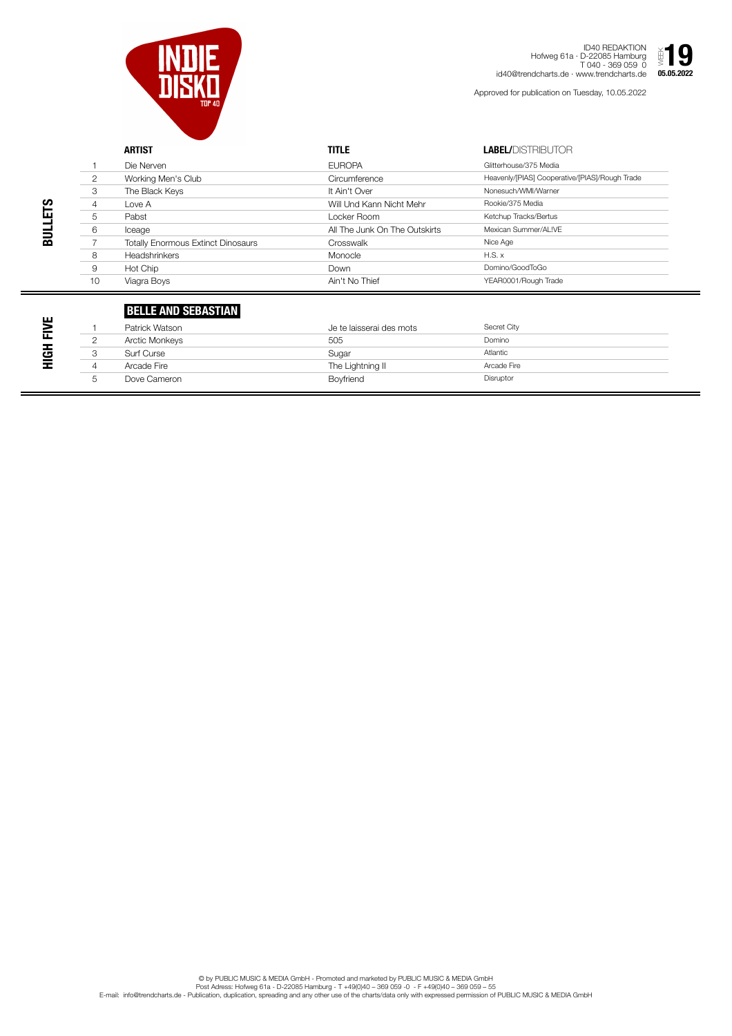INDIE DISKO TOP 40

ID40 REDAKTION
Hofweg 61a · D-22085 Hamburg
T 040 - 369 059 0
id40@trendcharts.de · www.trendcharts.de

WEEK **19**
**05.05.2022**

Approved for publication on Tuesday, 10.05.2022

## BULLETS

| | ARTIST | TITLE | LABEL/DISTRIBUTOR |
|---|---|---|---|
| 1 | Die Nerven | EUROPA | Glitterhouse/375 Media |
| 2 | Working Men's Club | Circumference | Heavenly/[PIAS] Cooperative/[PIAS]/Rough Trade |
| 3 | The Black Keys | It Ain't Over | Nonesuch/WMI/Warner |
| 4 | Love A | Will Und Kann Nicht Mehr | Rookie/375 Media |
| 5 | Pabst | Locker Room | Ketchup Tracks/Bertus |
| 6 | Iceage | All The Junk On The Outskirts | Mexican Summer/AL!VE |
| 7 | Totally Enormous Extinct Dinosaurs | Crosswalk | Nice Age |
| 8 | Headshrinkers | Monocle | H.S. x |
| 9 | Hot Chip | Down | Domino/GoodToGo |
| 10 | Viagra Boys | Ain't No Thief | YEAR0001/Rough Trade |

## HIGH FIVE

**BELLE AND SEBASTIAN**

| | | | |
|---|---|---|---|
| 1 | Patrick Watson | Je te laisserai des mots | Secret City |
| 2 | Arctic Monkeys | 505 | Domino |
| 3 | Surf Curse | Sugar | Atlantic |
| 4 | Arcade Fire | The Lightning II | Arcade Fire |
| 5 | Dove Cameron | Boyfriend | Disruptor |

© by PUBLIC MUSIC & MEDIA GmbH - Promoted and marketed by PUBLIC MUSIC & MEDIA GmbH
Post Adress: Hofweg 61a - D-22085 Hamburg - T +49(0)40 – 369 059 -0 - F +49(0)40 – 369 059 – 55
E-mail: info@trendcharts.de - Publication, duplication, spreading and any other use of the charts/data only with expressed permission of PUBLIC MUSIC & MEDIA GmbH